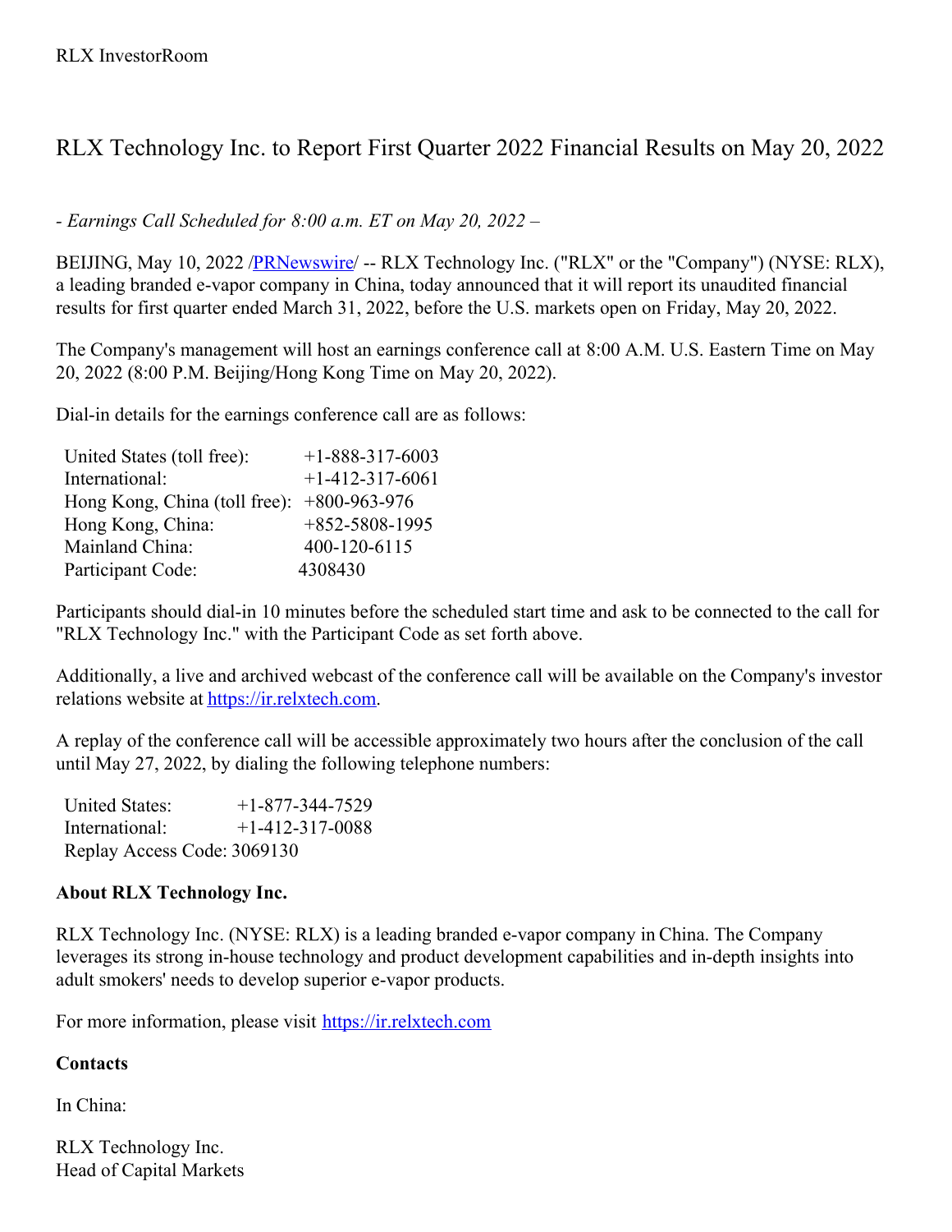RLX InvestorRoom

# RLX Technology Inc. to Report First Quarter 2022 Financial Results on May 20, 2022

*- Earnings Call Scheduled for 8:00 a.m. ET on May 20, 2022 –*

BEIJING, May 10, 2022 /PRNewswire/ -- RLX Technology Inc. ("RLX" or the "Company") (NYSE: RLX), a leading branded e-vapor company in China, today announced that it will report its unaudited financial results for first quarter ended March 31, 2022, before the U.S. markets open on Friday, May 20, 2022.

The Company's management will host an earnings conference call at 8:00 A.M. U.S. Eastern Time on May 20, 2022 (8:00 P.M. Beijing/Hong Kong Time on May 20, 2022).

Dial-in details for the earnings conference call are as follows:

| | |
|---|---|
| United States (toll free): | +1-888-317-6003 |
| International: | +1-412-317-6061 |
| Hong Kong, China (toll free): | +800-963-976 |
| Hong Kong, China: | +852-5808-1995 |
| Mainland China: | 400-120-6115 |
| Participant Code: | 4308430 |

Participants should dial-in 10 minutes before the scheduled start time and ask to be connected to the call for "RLX Technology Inc." with the Participant Code as set forth above.

Additionally, a live and archived webcast of the conference call will be available on the Company's investor relations website at https://ir.relxtech.com.

A replay of the conference call will be accessible approximately two hours after the conclusion of the call until May 27, 2022, by dialing the following telephone numbers:

| | |
|---|---|
| United States: | +1-877-344-7529 |
| International: | +1-412-317-0088 |
| Replay Access Code: | 3069130 |

**About RLX Technology Inc.**

RLX Technology Inc. (NYSE: RLX) is a leading branded e-vapor company in China. The Company leverages its strong in-house technology and product development capabilities and in-depth insights into adult smokers' needs to develop superior e-vapor products.

For more information, please visit https://ir.relxtech.com

**Contacts**

In China:

RLX Technology Inc.
Head of Capital Markets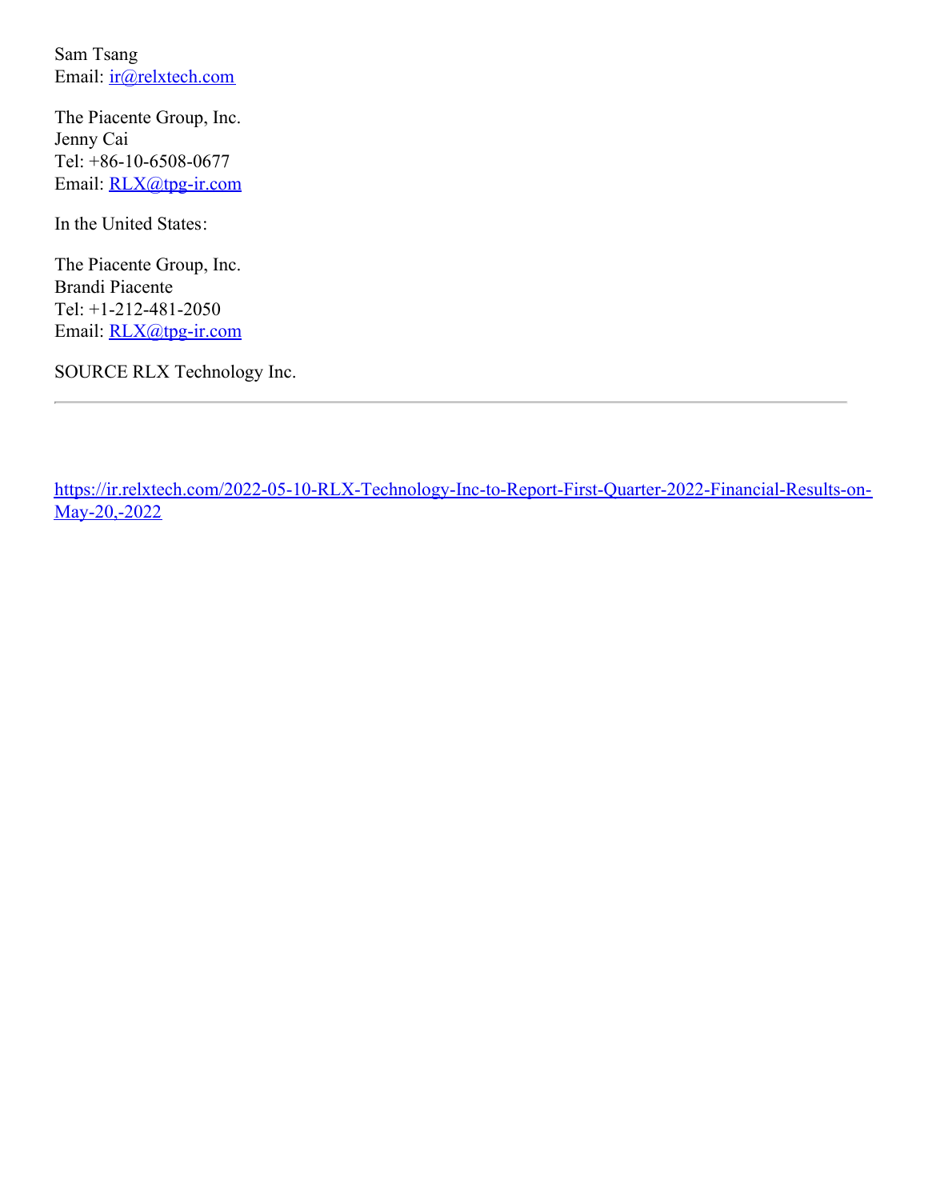Sam Tsang
Email: ir@relxtech.com

The Piacente Group, Inc.
Jenny Cai
Tel: +86-10-6508-0677
Email: RLX@tpg-ir.com

In the United States:

The Piacente Group, Inc.
Brandi Piacente
Tel: +1-212-481-2050
Email: RLX@tpg-ir.com

SOURCE RLX Technology Inc.

---

https://ir.relxtech.com/2022-05-10-RLX-Technology-Inc-to-Report-First-Quarter-2022-Financial-Results-on-May-20,-2022